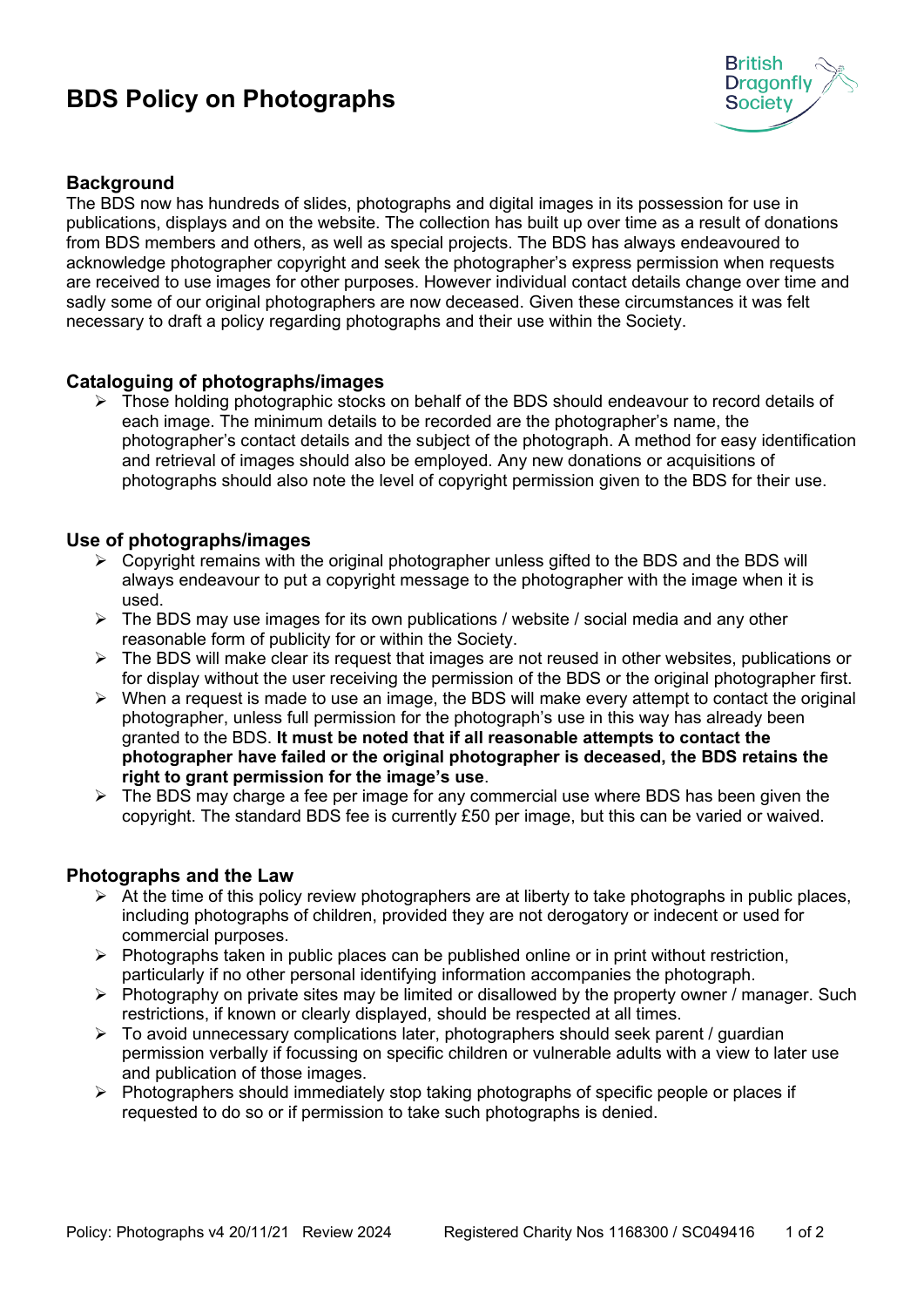# BDS Policy on Photographs

## Background

The BDS now has hundreds of slides, photographs and digital images in its possession for use in publications, displays and on the website. The collection has built up over time as a result of donations from BDS members and others, as well as special projects. The BDS has always endeavoured to acknowledge photographer copyright and seek the photographer's express permission when requests are received to use images for other purposes. However individual contact details change over time and sadly some of our original photographers are now deceased. Given these circumstances it was felt necessary to draft a policy regarding photographs and their use within the Society.

## Cataloguing of photographs/images

- Those holding photographic stocks on behalf of the BDS should endeavour to record details of each image. The minimum details to be recorded are the photographer's name, the photographer's contact details and the subject of the photograph. A method for easy identification and retrieval of images should also be employed. Any new donations or acquisitions of photographs should also note the level of copyright permission given to the BDS for their use.

## Use of photographs/images

- Copyright remains with the original photographer unless gifted to the BDS and the BDS will always endeavour to put a copyright message to the photographer with the image when it is used.
- The BDS may use images for its own publications / website / social media and any other reasonable form of publicity for or within the Society.
- The BDS will make clear its request that images are not reused in other websites, publications or for display without the user receiving the permission of the BDS or the original photographer first.
- When a request is made to use an image, the BDS will make every attempt to contact the original photographer, unless full permission for the photograph's use in this way has already been granted to the BDS. **It must be noted that if all reasonable attempts to contact the photographer have failed or the original photographer is deceased, the BDS retains the right to grant permission for the image's use**.
- The BDS may charge a fee per image for any commercial use where BDS has been given the copyright. The standard BDS fee is currently £50 per image, but this can be varied or waived.

## Photographs and the Law

- At the time of this policy review photographers are at liberty to take photographs in public places, including photographs of children, provided they are not derogatory or indecent or used for commercial purposes.
- Photographs taken in public places can be published online or in print without restriction, particularly if no other personal identifying information accompanies the photograph.
- Photography on private sites may be limited or disallowed by the property owner / manager. Such restrictions, if known or clearly displayed, should be respected at all times.
- To avoid unnecessary complications later, photographers should seek parent / guardian permission verbally if focussing on specific children or vulnerable adults with a view to later use and publication of those images.
- Photographers should immediately stop taking photographs of specific people or places if requested to do so or if permission to take such photographs is denied.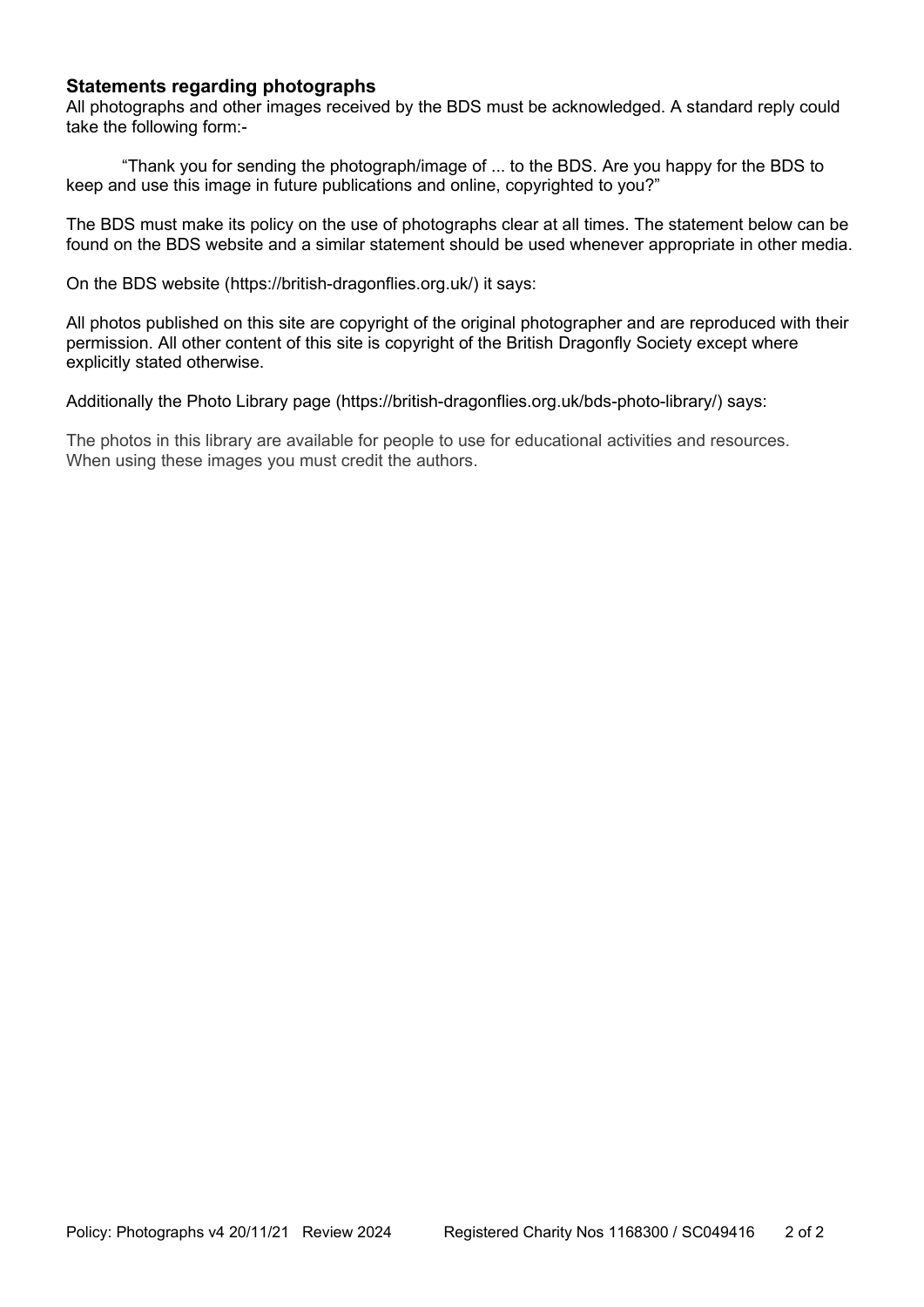### Statements regarding photographs

All photographs and other images received by the BDS must be acknowledged. A standard reply could take the following form:-

> "Thank you for sending the photograph/image of ... to the BDS. Are you happy for the BDS to keep and use this image in future publications and online, copyrighted to you?"

The BDS must make its policy on the use of photographs clear at all times. The statement below can be found on the BDS website and a similar statement should be used whenever appropriate in other media.

On the BDS website (https://british-dragonflies.org.uk/) it says:

All photos published on this site are copyright of the original photographer and are reproduced with their permission. All other content of this site is copyright of the British Dragonfly Society except where explicitly stated otherwise.

Additionally the Photo Library page (https://british-dragonflies.org.uk/bds-photo-library/) says:

The photos in this library are available for people to use for educational activities and resources. When using these images you must credit the authors.